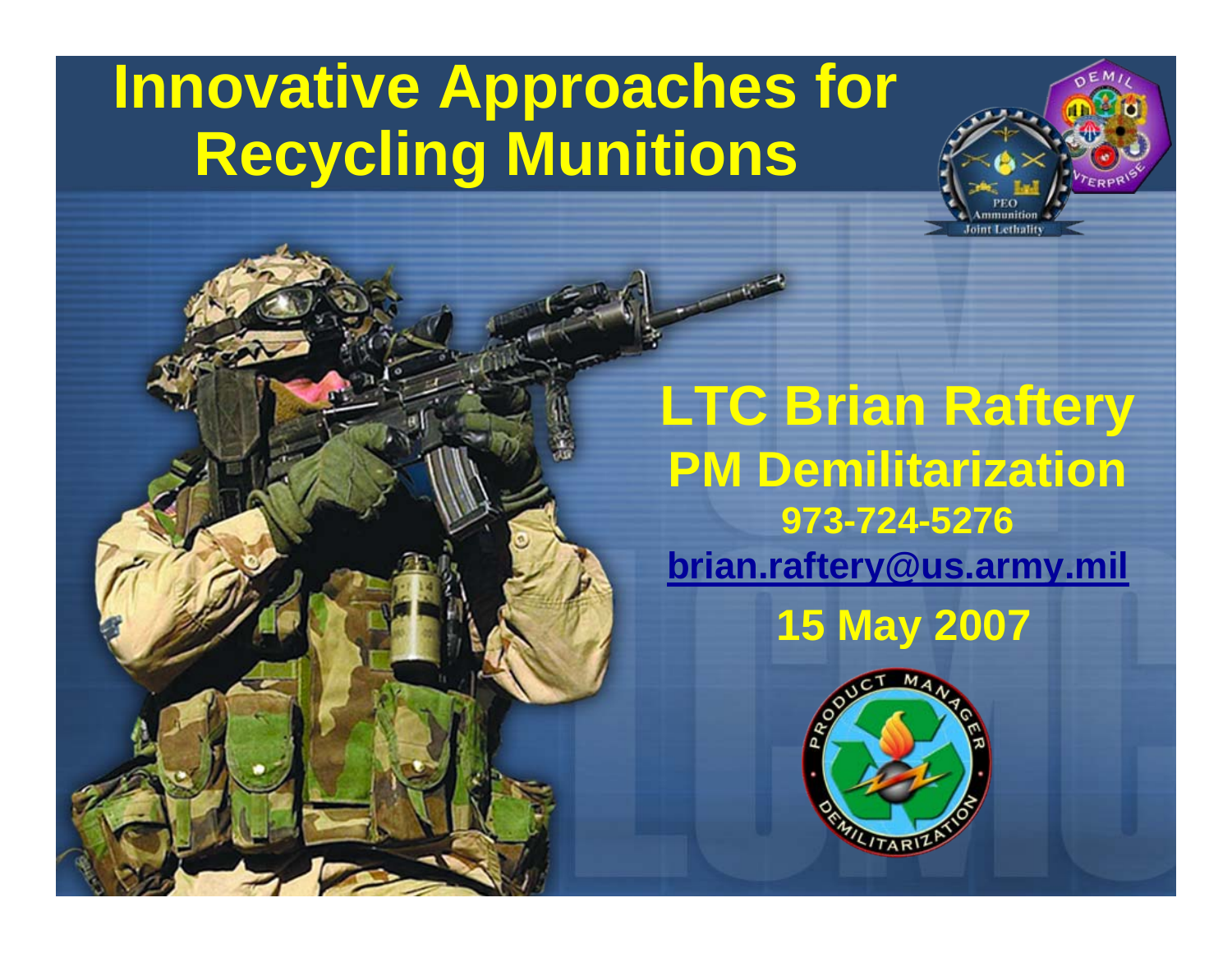# Innovative Approaches for Recycling Munitions

**LTC Brian Raftery**

**PM Demilitarization**

**973-724-5276**

**brian.raftery@us.army.mil**

**15 May 2007**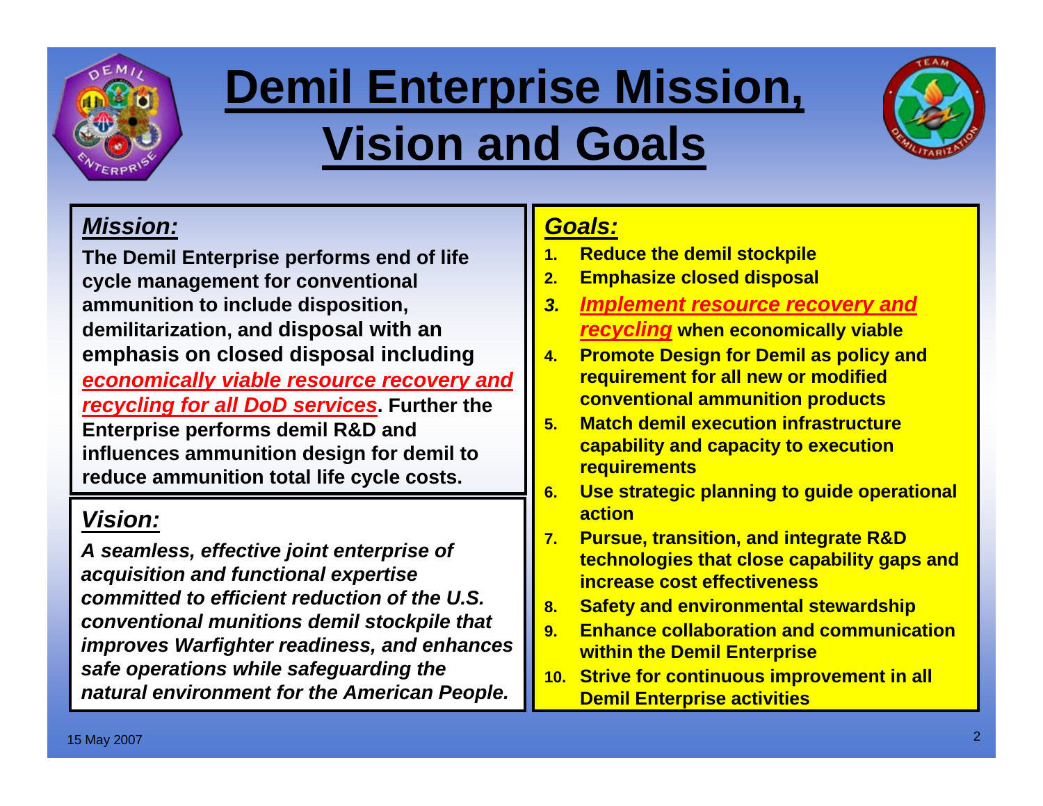# Demil Enterprise Mission, Vision and Goals

## *Mission:*

**The Demil Enterprise performs end of life cycle management for conventional ammunition to include disposition, demilitarization, and disposal with an emphasis on closed disposal including *economically viable resource recovery and recycling for all DoD services*. Further the Enterprise performs demil R&D and influences ammunition design for demil to reduce ammunition total life cycle costs.**

## *Vision:*

***A seamless, effective joint enterprise of acquisition and functional expertise committed to efficient reduction of the U.S. conventional munitions demil stockpile that improves Warfighter readiness, and enhances safe operations while safeguarding the natural environment for the American People.***

## *Goals:*

1. **Reduce the demil stockpile**
2. **Emphasize closed disposal**
3. ***Implement resource recovery and recycling* when economically viable**
4. **Promote Design for Demil as policy and requirement for all new or modified conventional ammunition products**
5. **Match demil execution infrastructure capability and capacity to execution requirements**
6. **Use strategic planning to guide operational action**
7. **Pursue, transition, and integrate R&D technologies that close capability gaps and increase cost effectiveness**
8. **Safety and environmental stewardship**
9. **Enhance collaboration and communication within the Demil Enterprise**
10. **Strive for continuous improvement in all Demil Enterprise activities**

15 May 2007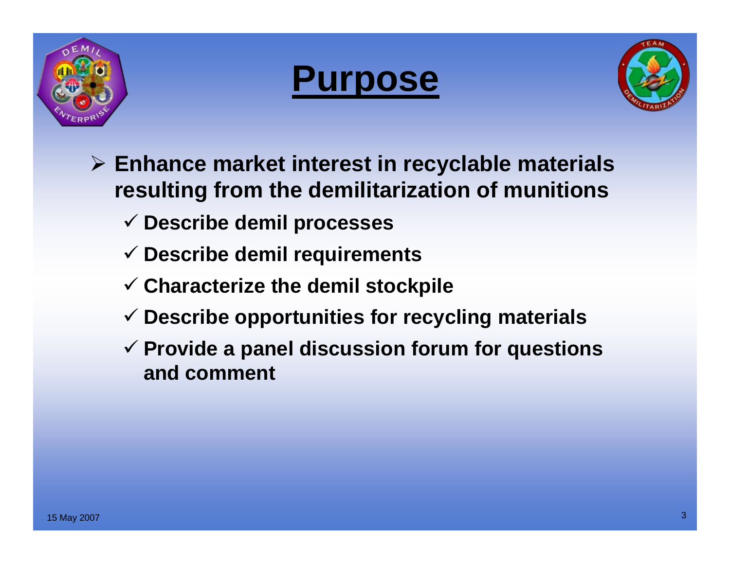# Purpose

- **Enhance market interest in recyclable materials resulting from the demilitarization of munitions**
  - ✓ **Describe demil processes**
  - ✓ **Describe demil requirements**
  - ✓ **Characterize the demil stockpile**
  - ✓ **Describe opportunities for recycling materials**
  - ✓ **Provide a panel discussion forum for questions and comment**

15 May 2007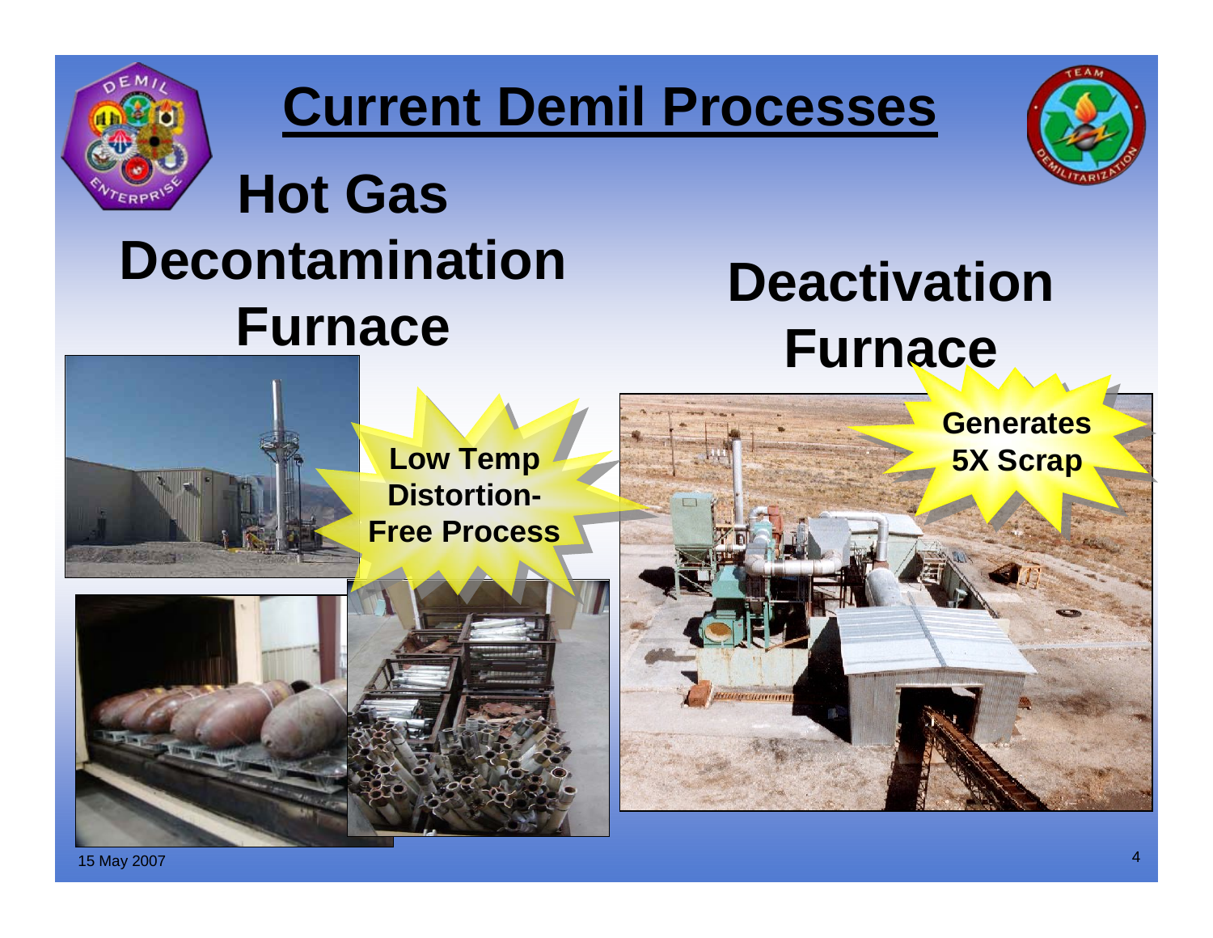# Current Demil Processes

## Hot Gas Decontamination Furnace

**Low Temp Distortion-Free Process**

## Deactivation Furnace

**Generates 5X Scrap**

15 May 2007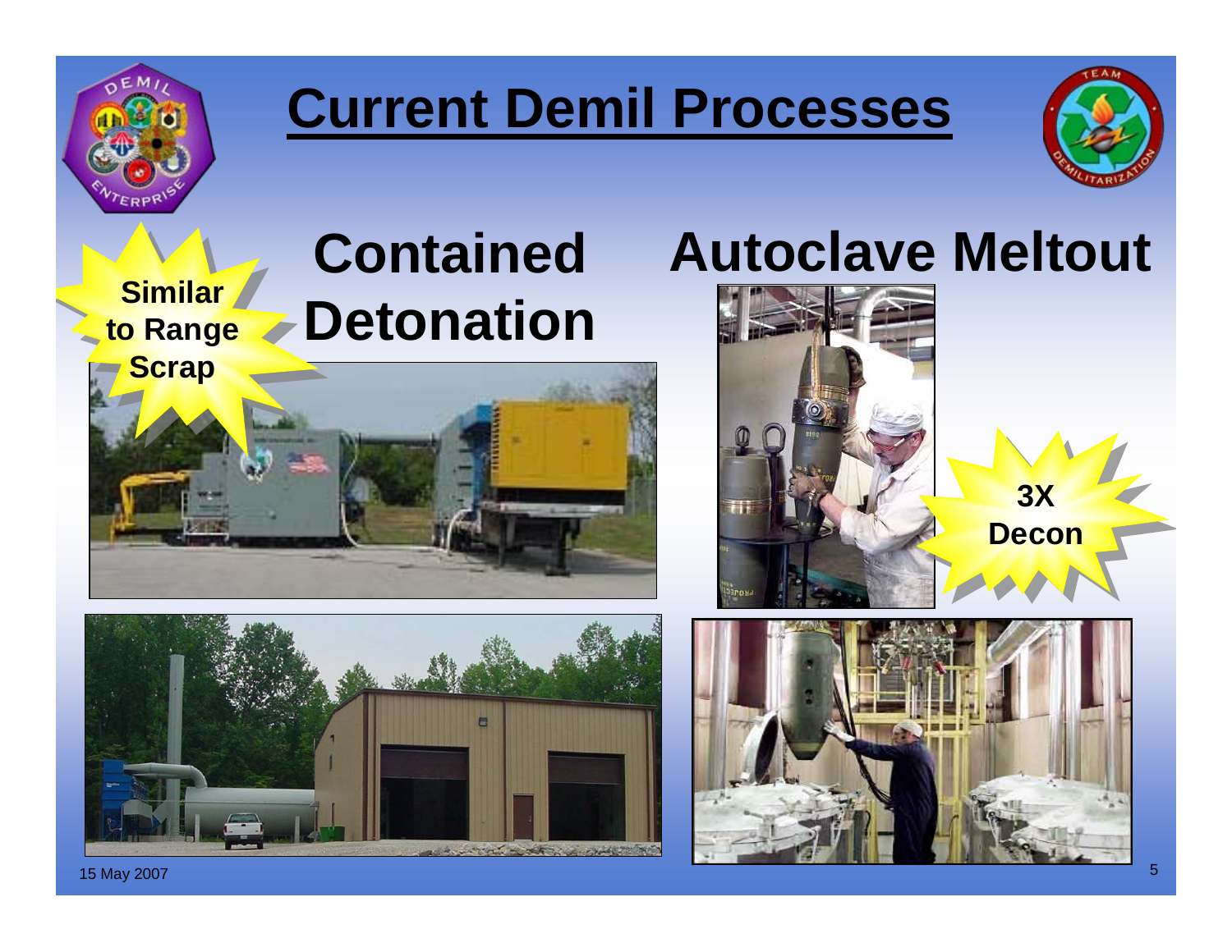# Current Demil Processes

## Contained Detonation

**Similar to Range Scrap**

## Autoclave Meltout

**3X Decon**

15 May 2007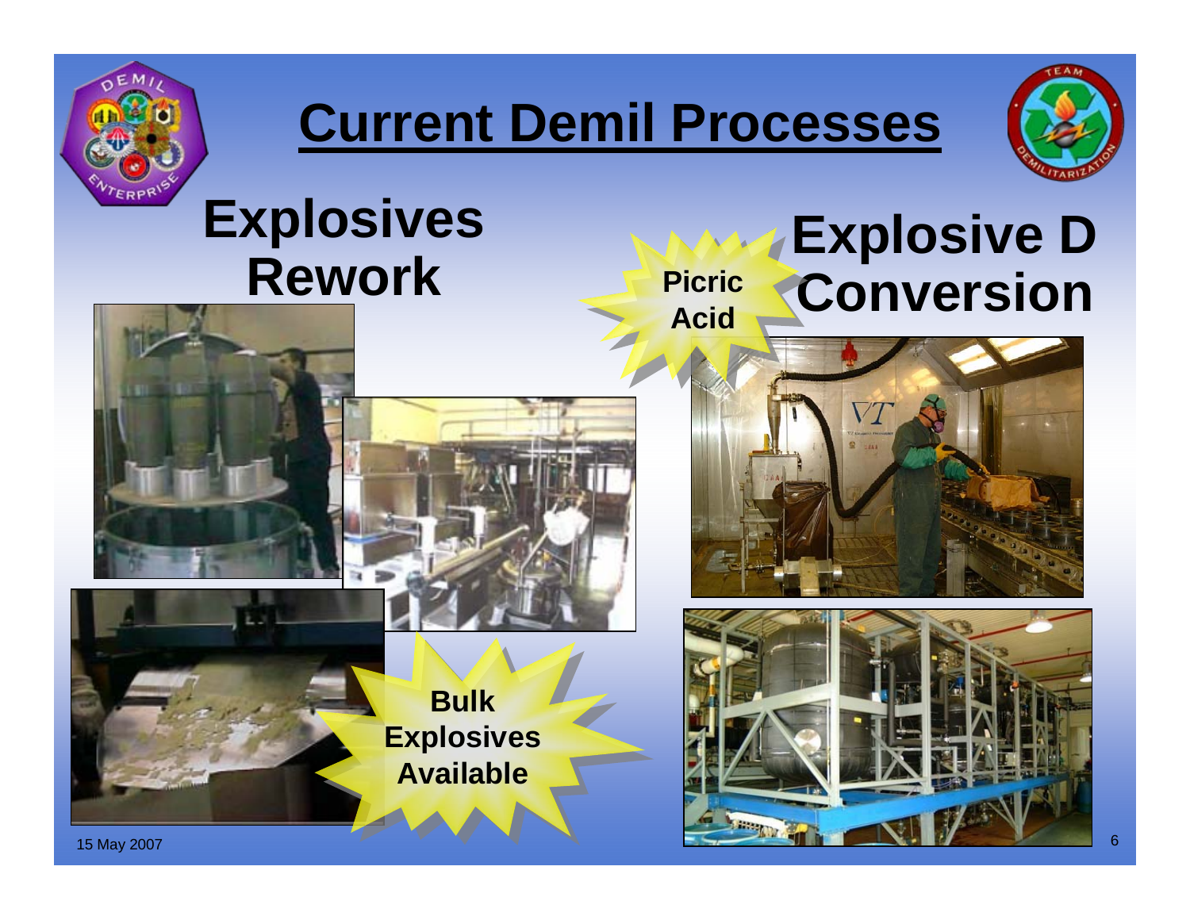# Current Demil Processes

## Explosives Rework

Bulk Explosives Available

## Explosive D Conversion

Picric Acid

15 May 2007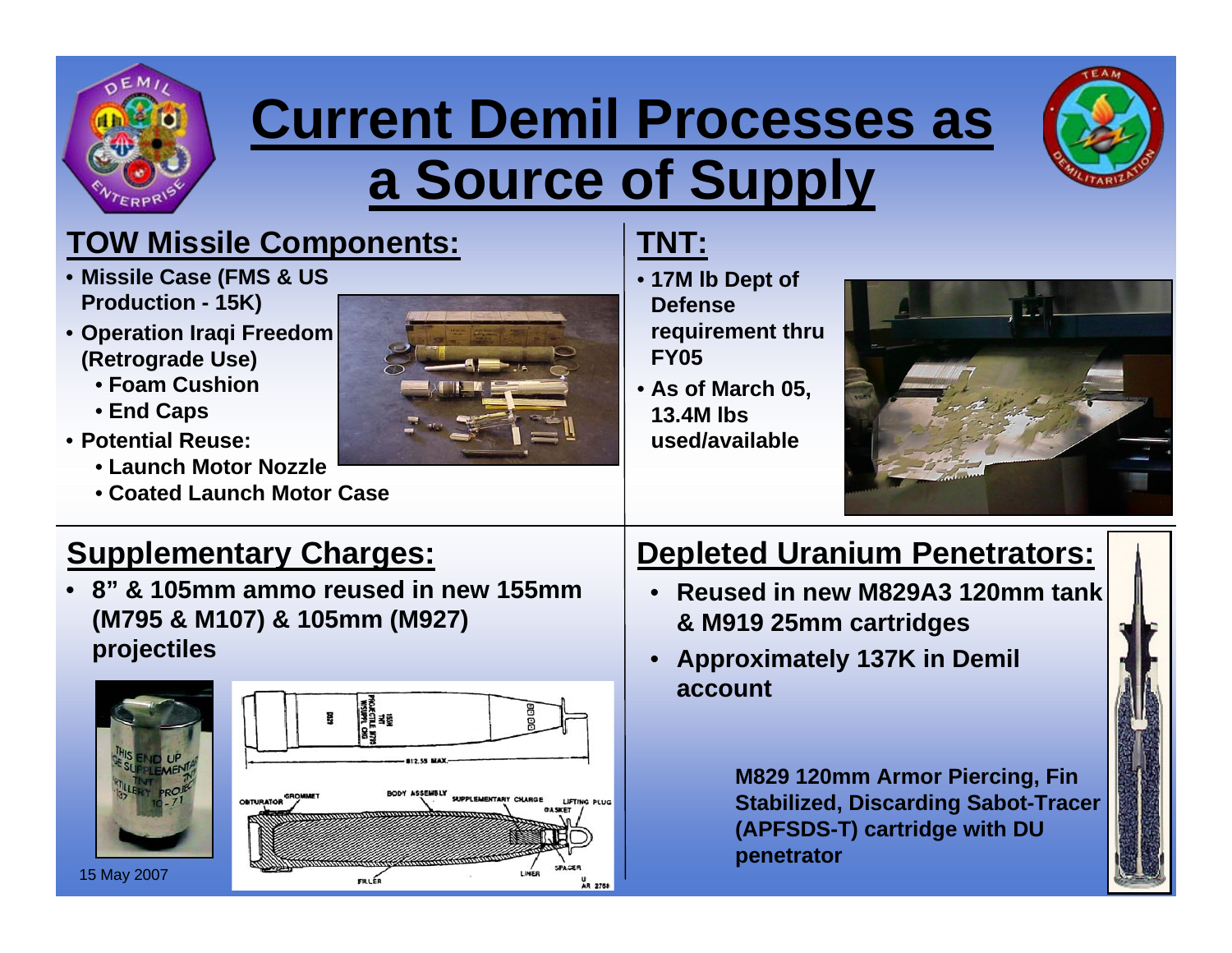# Current Demil Processes as a Source of Supply

## TOW Missile Components:

- Missile Case (FMS & US Production - 15K)
- Operation Iraqi Freedom (Retrograde Use)
  - Foam Cushion
  - End Caps
- Potential Reuse:
  - Launch Motor Nozzle
  - Coated Launch Motor Case

## TNT:

- 17M lb Dept of Defense requirement thru FY05
- As of March 05, 13.4M lbs used/available

## Supplementary Charges:

- 8" & 105mm ammo reused in new 155mm (M795 & M107) & 105mm (M927) projectiles

## Depleted Uranium Penetrators:

- Reused in new M829A3 120mm tank & M919 25mm cartridges
- Approximately 137K in Demil account

**M829 120mm Armor Piercing, Fin Stabilized, Discarding Sabot-Tracer (APFSDS-T) cartridge with DU penetrator**

15 May 2007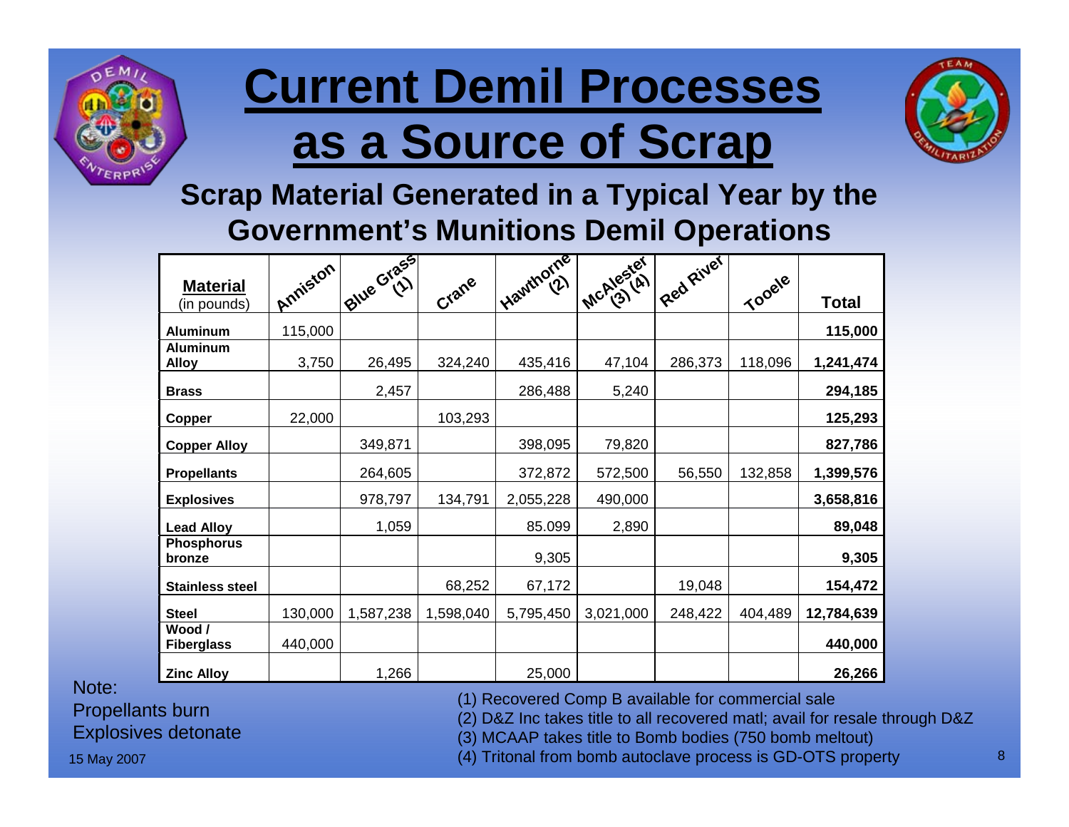# Current Demil Processes as a Source of Scrap

## Scrap Material Generated in a Typical Year by the Government's Munitions Demil Operations

| **Material** (in pounds) | Anniston | Blue Grass (1) | Crane | Hawthorne (2) | McAlester (3) (4) | Red River | Tooele | **Total** |
|---|---|---|---|---|---|---|---|---|
| **Aluminum** | 115,000 | | | | | | | **115,000** |
| **Aluminum Alloy** | 3,750 | 26,495 | 324,240 | 435,416 | 47,104 | 286,373 | 118,096 | **1,241,474** |
| **Brass** | | 2,457 | | 286,488 | 5,240 | | | **294,185** |
| **Copper** | 22,000 | | 103,293 | | | | | **125,293** |
| **Copper Alloy** | | 349,871 | | 398,095 | 79,820 | | | **827,786** |
| **Propellants** | | 264,605 | | 372,872 | 572,500 | 56,550 | 132,858 | **1,399,576** |
| **Explosives** | | 978,797 | 134,791 | 2,055,228 | 490,000 | | | **3,658,816** |
| **Lead Alloy** | | 1,059 | | 85.099 | 2,890 | | | **89,048** |
| **Phosphorus bronze** | | | | 9,305 | | | | **9,305** |
| **Stainless steel** | | | 68,252 | 67,172 | | 19,048 | | **154,472** |
| **Steel** | 130,000 | 1,587,238 | 1,598,040 | 5,795,450 | 3,021,000 | 248,422 | 404,489 | **12,784,639** |
| **Wood / Fiberglass** | 440,000 | | | | | | | **440,000** |
| **Zinc Alloy** | | 1,266 | | 25,000 | | | | **26,266** |

Note:
Propellants burn
Explosives detonate

(1) Recovered Comp B available for commercial sale
(2) D&Z Inc takes title to all recovered matl; avail for resale through D&Z
(3) MCAAP takes title to Bomb bodies (750 bomb meltout)
(4) Tritonal from bomb autoclave process is GD-OTS property

15 May 2007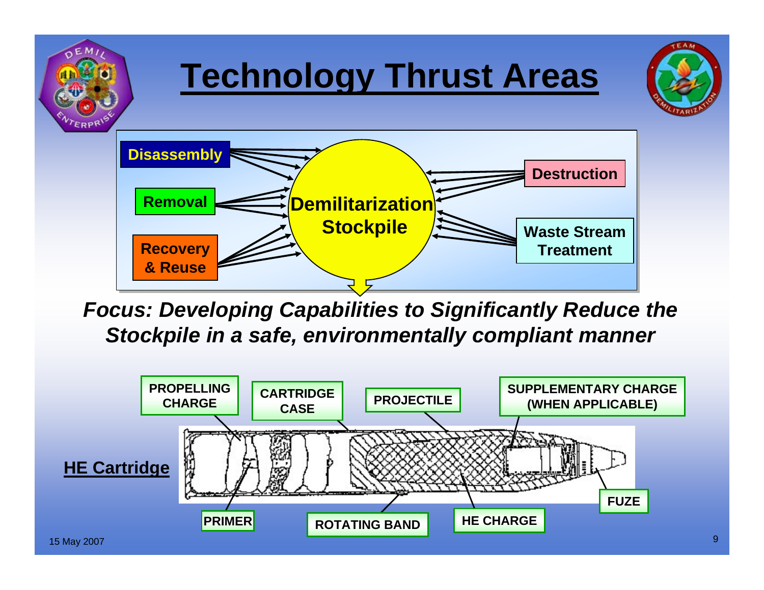# Technology Thrust Areas

- Disassembly
- Removal
- Recovery & Reuse

**Demilitarization Stockpile**

- Destruction
- Waste Stream Treatment

***Focus: Developing Capabilities to Significantly Reduce the Stockpile in a safe, environmentally compliant manner***

**HE Cartridge**

PROPELLING CHARGE

CARTRIDGE CASE

PROJECTILE

SUPPLEMENTARY CHARGE (WHEN APPLICABLE)

PRIMER

ROTATING BAND

HE CHARGE

FUZE

15 May 2007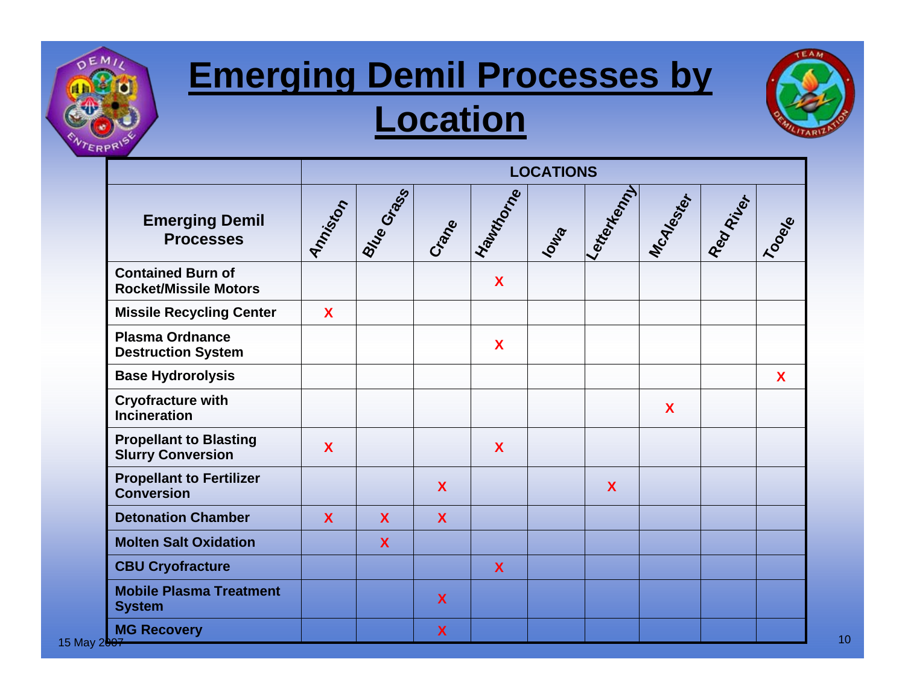# Emerging Demil Processes by Location

| Emerging Demil Processes | LOCATIONS | | | | | | | | |
|---|---|---|---|---|---|---|---|---|---|
| | Anniston | Blue Grass | Crane | Hawthorne | Iowa | Letterkenny | McAlester | Red River | Tooele |
| Contained Burn of Rocket/Missile Motors | | | | X | | | | | |
| Missile Recycling Center | X | | | | | | | | |
| Plasma Ordnance Destruction System | | | | X | | | | | |
| Base Hydrorolysis | | | | | | | | | X |
| Cryofracture with Incineration | | | | | | | X | | |
| Propellant to Blasting Slurry Conversion | X | | | X | | | | | |
| Propellant to Fertilizer Conversion | | | X | | | X | | | |
| Detonation Chamber | X | X | X | | | | | | |
| Molten Salt Oxidation | | X | | | | | | | |
| CBU Cryofracture | | | | X | | | | | |
| Mobile Plasma Treatment System | | | X | | | | | | |
| MG Recovery | | | X | | | | | | |

15 May 2007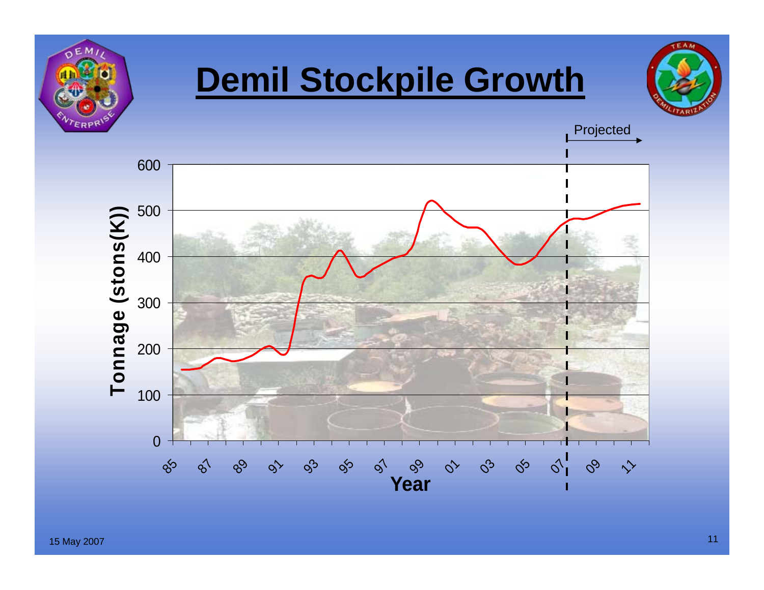# Demil Stockpile Growth

Projected

Tonnage (stons(K))

600
500
400
300
200
100
0

85 87 89 91 93 95 97 99 01 03 05 07 09 11

Year

15 May 2007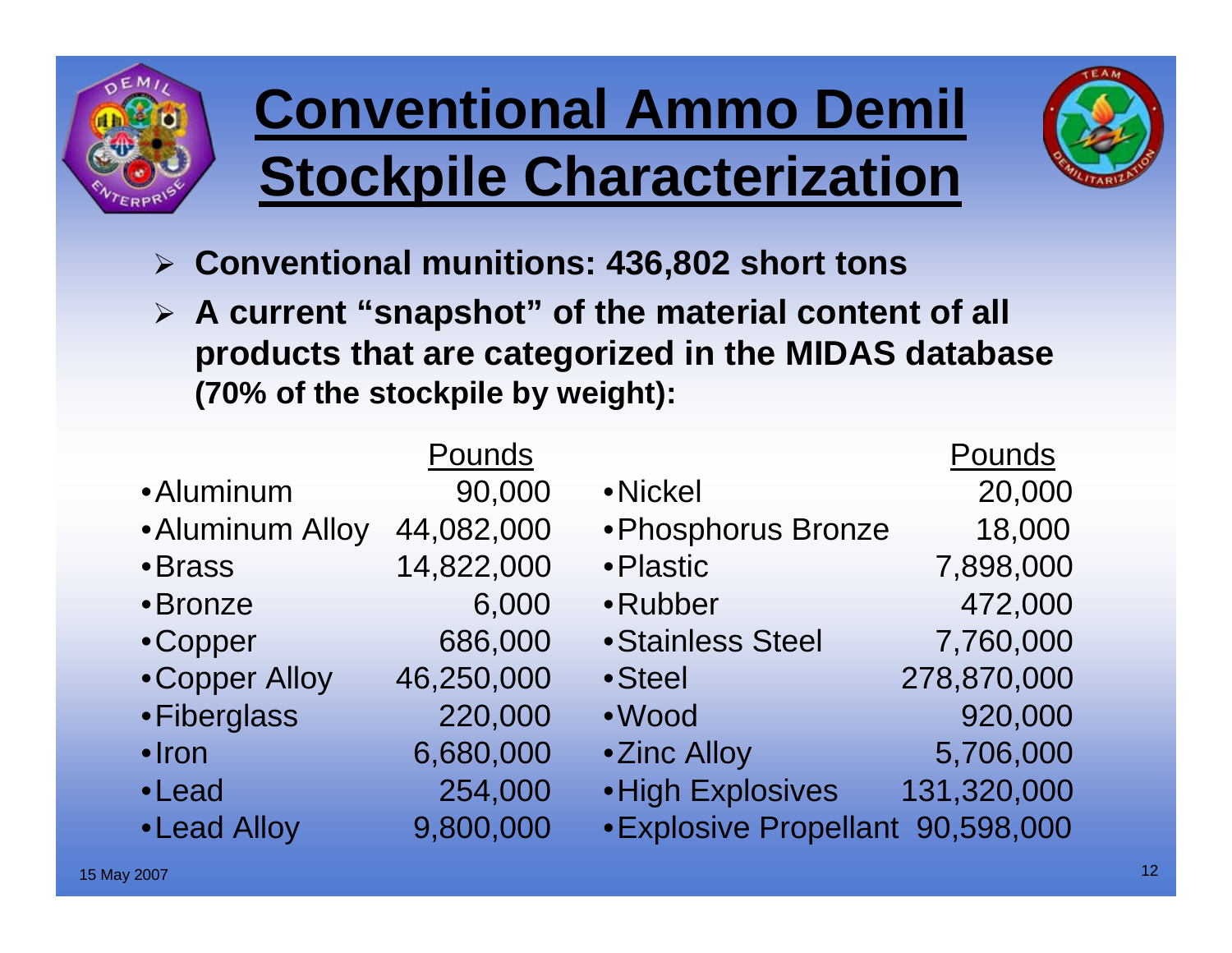# Conventional Ammo Demil Stockpile Characterization

- **Conventional munitions: 436,802 short tons**
- **A current "snapshot" of the material content of all products that are categorized in the MIDAS database (70% of the stockpile by weight):**

| Material | Pounds | Material | Pounds |
|---|---|---|---|
| Aluminum | 90,000 | Nickel | 20,000 |
| Aluminum Alloy | 44,082,000 | Phosphorus Bronze | 18,000 |
| Brass | 14,822,000 | Plastic | 7,898,000 |
| Bronze | 6,000 | Rubber | 472,000 |
| Copper | 686,000 | Stainless Steel | 7,760,000 |
| Copper Alloy | 46,250,000 | Steel | 278,870,000 |
| Fiberglass | 220,000 | Wood | 920,000 |
| Iron | 6,680,000 | Zinc Alloy | 5,706,000 |
| Lead | 254,000 | High Explosives | 131,320,000 |
| Lead Alloy | 9,800,000 | Explosive Propellant | 90,598,000 |

15 May 2007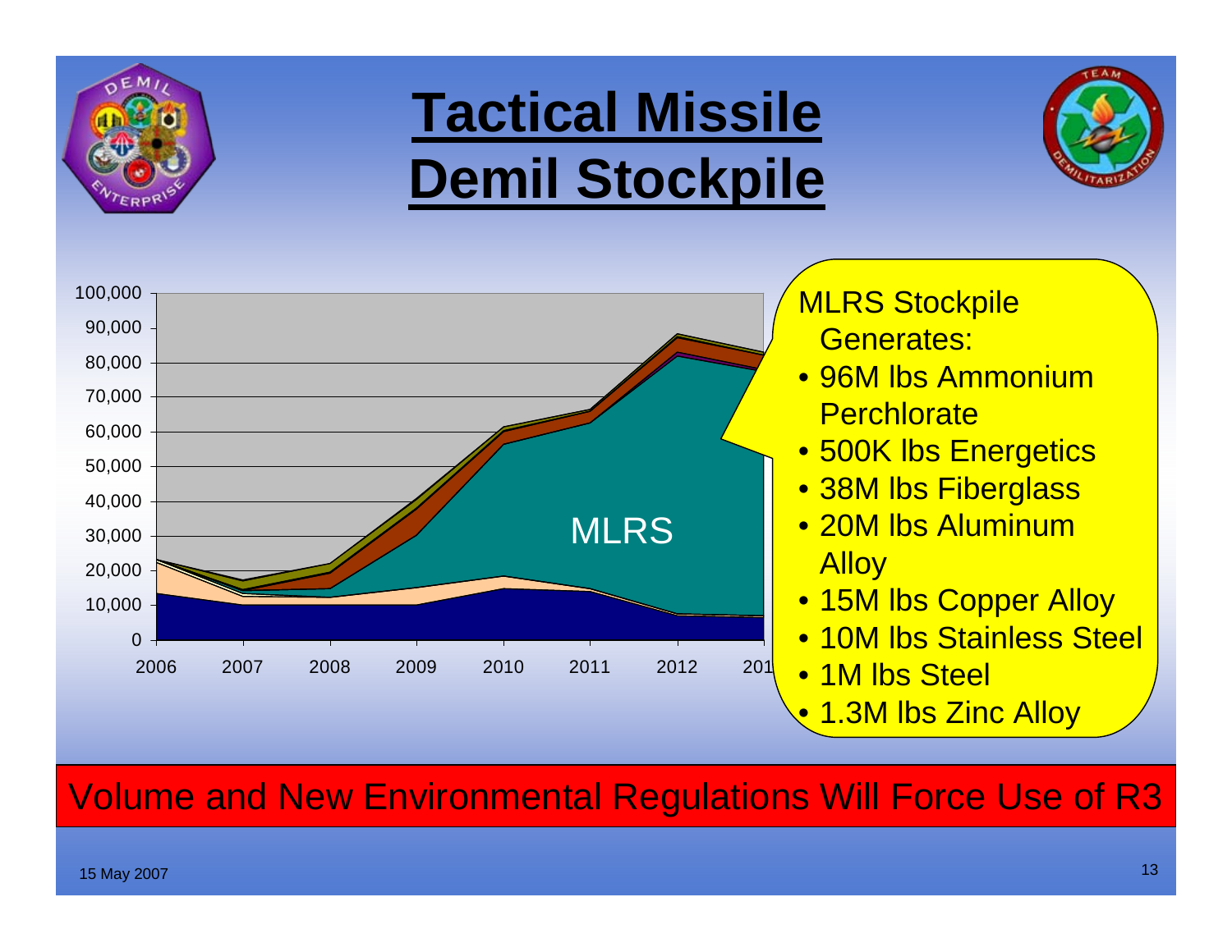# Tactical Missile Demil Stockpile

100,000
90,000
80,000
70,000
60,000
50,000
40,000
30,000
20,000
10,000
0

2006 2007 2008 2009 2010 2011 2012 201

MLRS

MLRS Stockpile Generates:

- 96M lbs Ammonium Perchlorate
- 500K lbs Energetics
- 38M lbs Fiberglass
- 20M lbs Aluminum Alloy
- 15M lbs Copper Alloy
- 10M lbs Stainless Steel
- 1M lbs Steel
- 1.3M lbs Zinc Alloy

Volume and New Environmental Regulations Will Force Use of R3

15 May 2007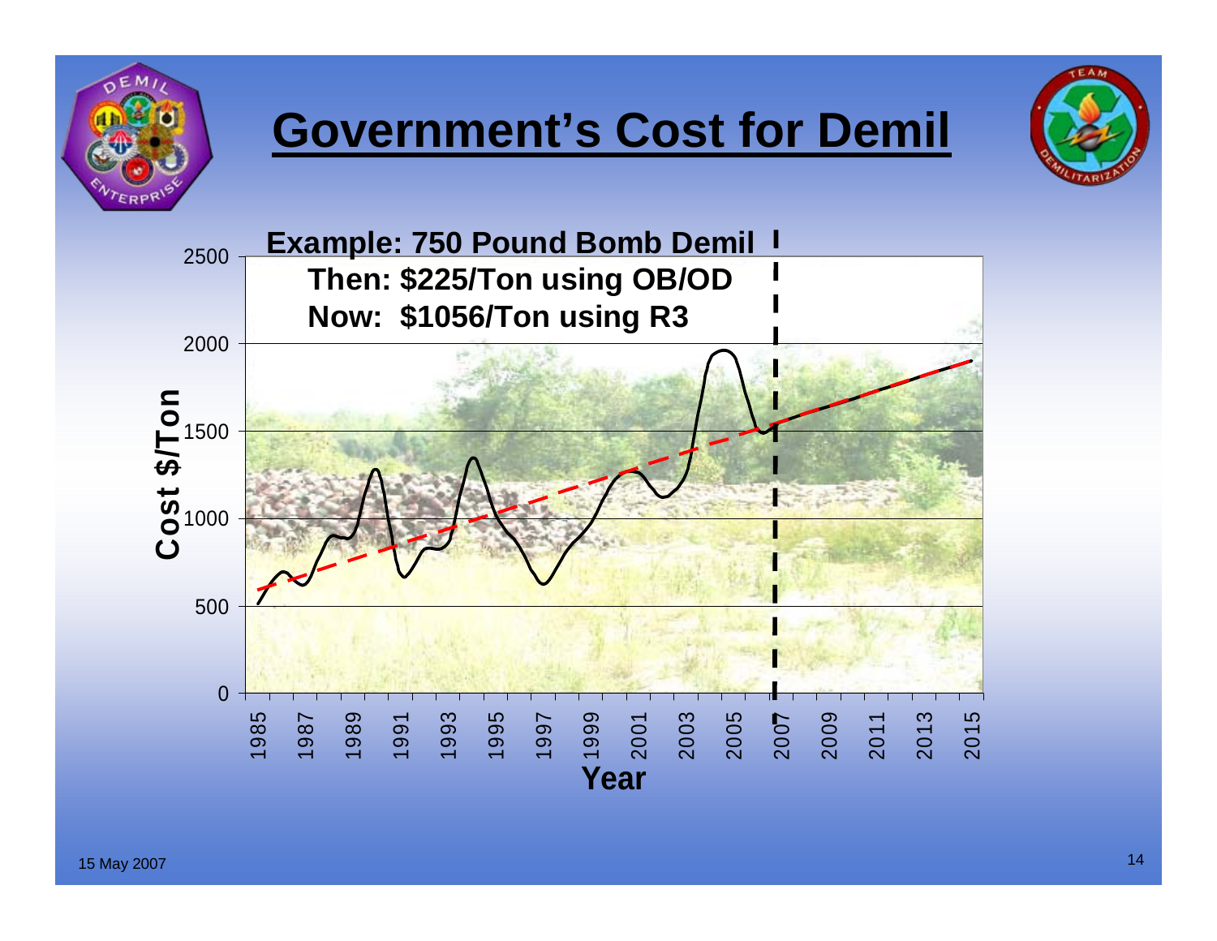# Government's Cost for Demil

**Example: 750 Pound Bomb Demil**

**Then: $225/Ton using OB/OD**

**Now: $1056/Ton using R3**

Cost $/Ton (0–2500) vs. Year (1985–2015)

15 May 2007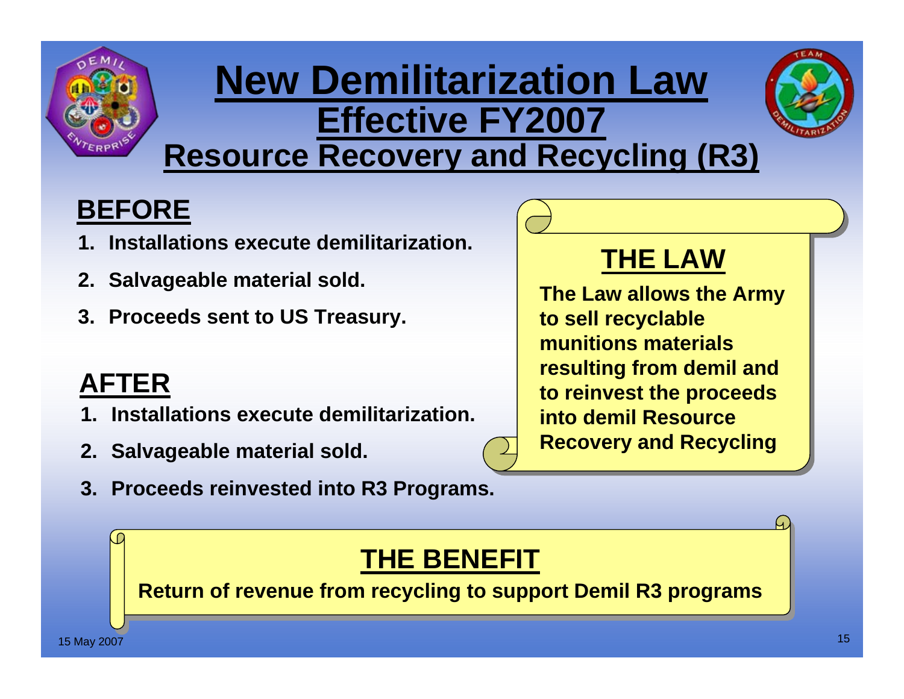# New Demilitarization Law
## Effective FY2007
## Resource Recovery and Recycling (R3)

### BEFORE

1. Installations execute demilitarization.
2. Salvageable material sold.
3. Proceeds sent to US Treasury.

### AFTER

1. Installations execute demilitarization.
2. Salvageable material sold.
3. Proceeds reinvested into R3 Programs.

### THE LAW

The Law allows the Army to sell recyclable munitions materials resulting from demil and to reinvest the proceeds into demil Resource Recovery and Recycling

### THE BENEFIT

Return of revenue from recycling to support Demil R3 programs

15 May 2007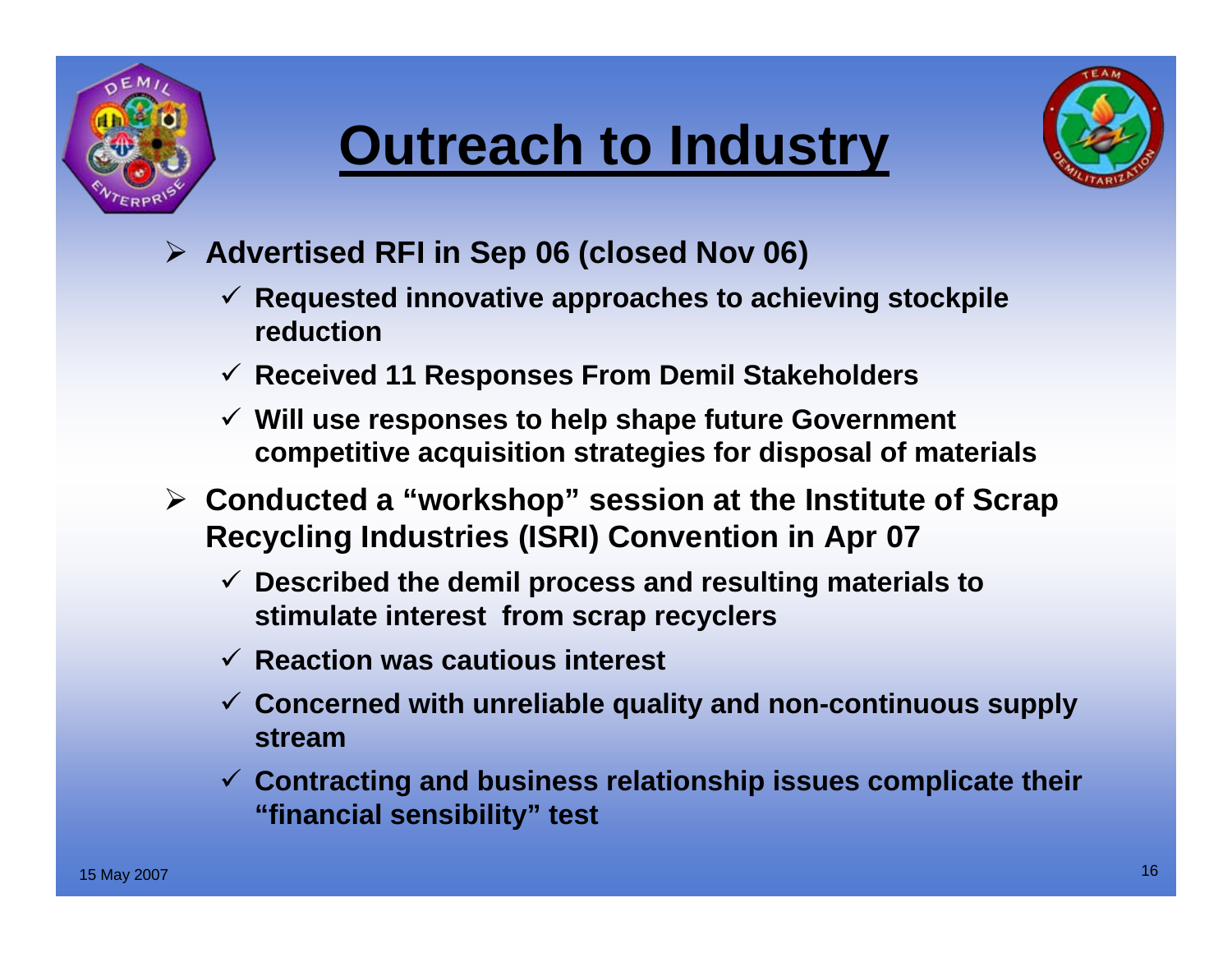# Outreach to Industry

- **Advertised RFI in Sep 06 (closed Nov 06)**
  - ✓ **Requested innovative approaches to achieving stockpile reduction**
  - ✓ **Received 11 Responses From Demil Stakeholders**
  - ✓ **Will use responses to help shape future Government competitive acquisition strategies for disposal of materials**
- **Conducted a "workshop" session at the Institute of Scrap Recycling Industries (ISRI) Convention in Apr 07**
  - ✓ **Described the demil process and resulting materials to stimulate interest from scrap recyclers**
  - ✓ **Reaction was cautious interest**
  - ✓ **Concerned with unreliable quality and non-continuous supply stream**
  - ✓ **Contracting and business relationship issues complicate their "financial sensibility" test**

15 May 2007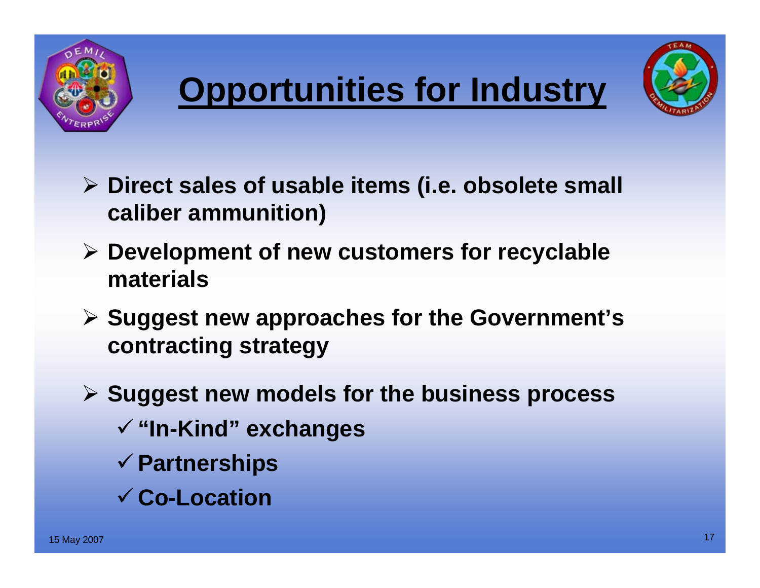# Opportunities for Industry

- Direct sales of usable items (i.e. obsolete small caliber ammunition)
- Development of new customers for recyclable materials
- Suggest new approaches for the Government's contracting strategy
- Suggest new models for the business process
  - ✓ "In-Kind" exchanges
  - ✓ Partnerships
  - ✓ Co-Location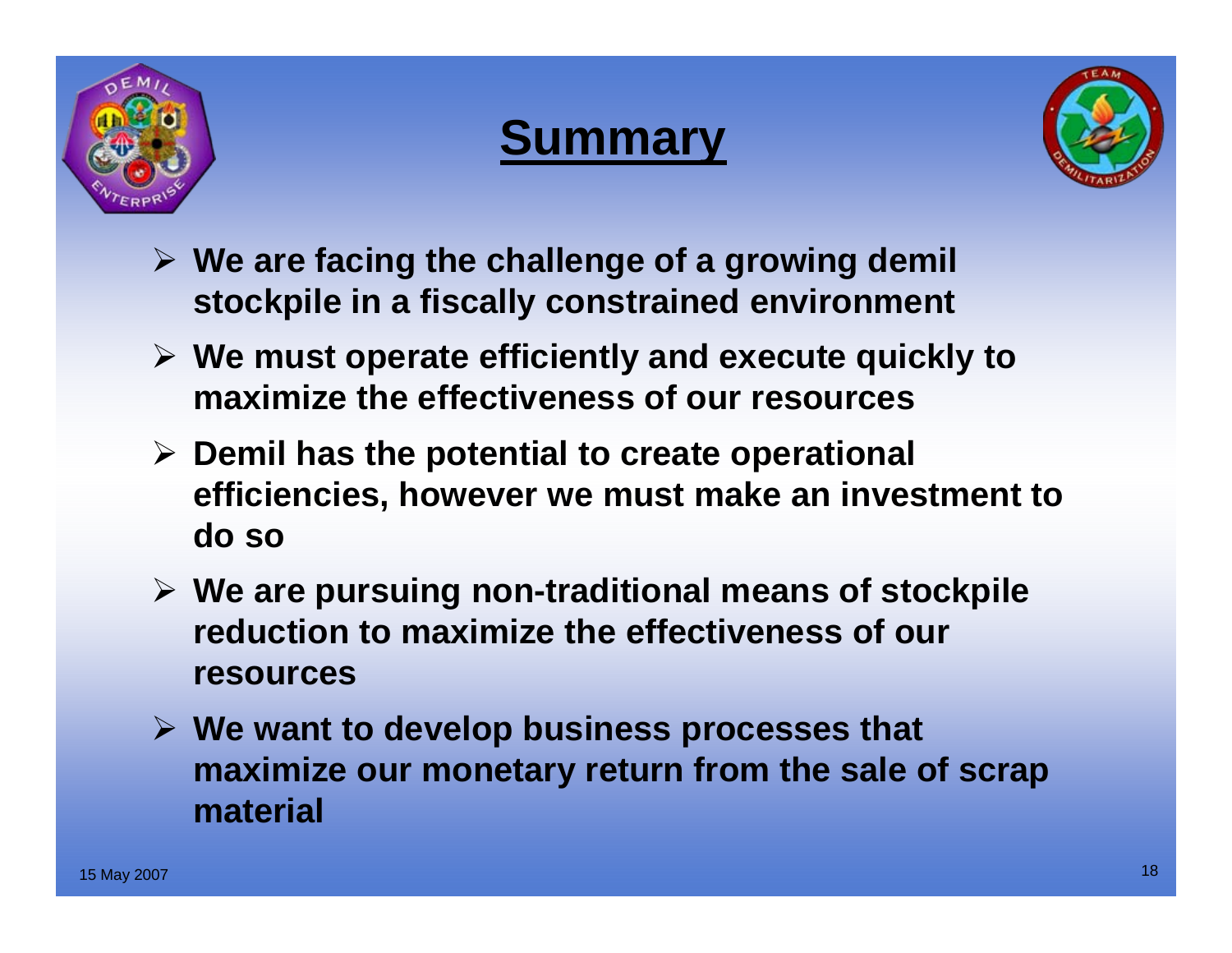# Summary

- We are facing the challenge of a growing demil stockpile in a fiscally constrained environment
- We must operate efficiently and execute quickly to maximize the effectiveness of our resources
- Demil has the potential to create operational efficiencies, however we must make an investment to do so
- We are pursuing non-traditional means of stockpile reduction to maximize the effectiveness of our resources
- We want to develop business processes that maximize our monetary return from the sale of scrap material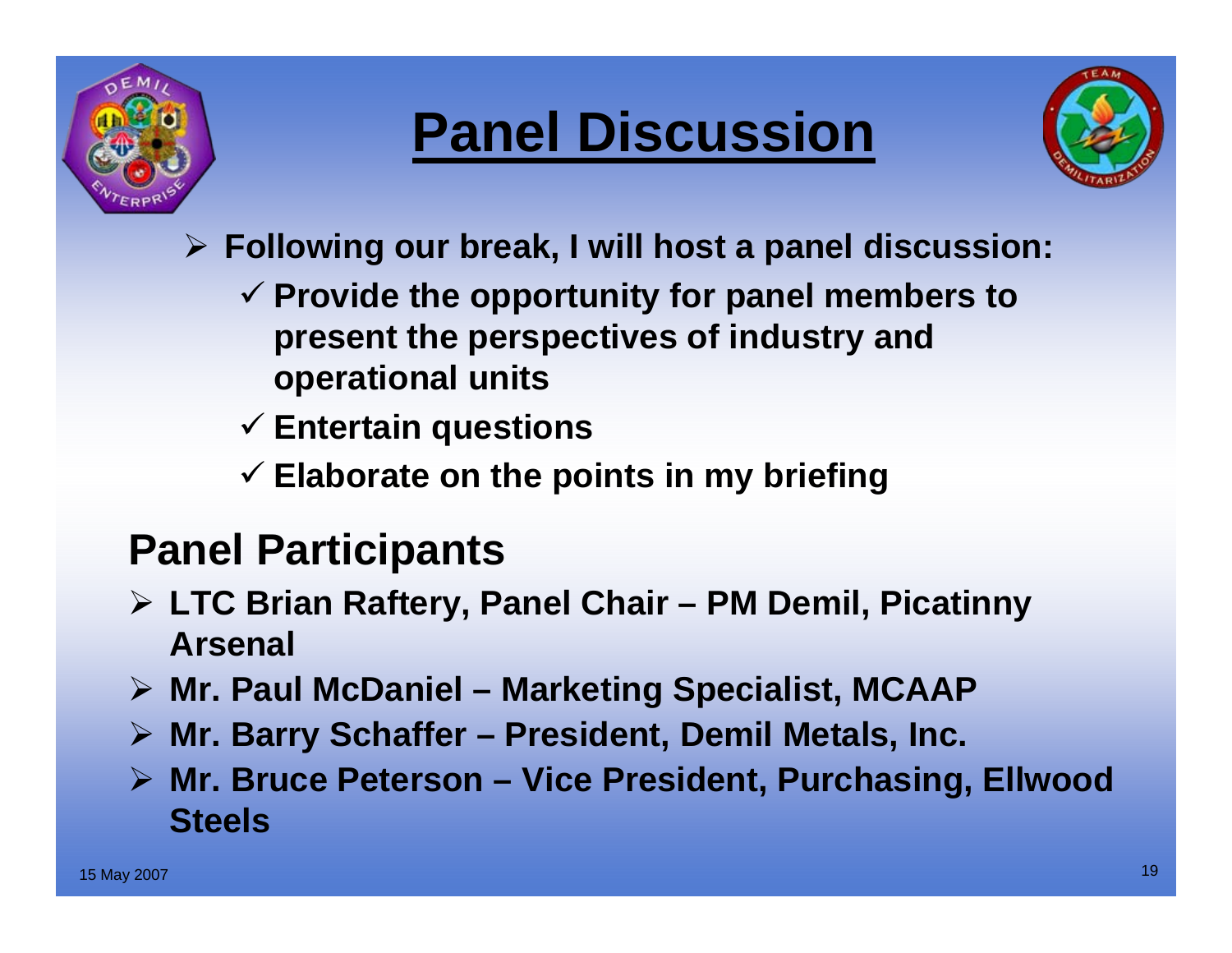# Panel Discussion

- Following our break, I will host a panel discussion:
  - ✓ Provide the opportunity for panel members to present the perspectives of industry and operational units
  - ✓ Entertain questions
  - ✓ Elaborate on the points in my briefing

## Panel Participants

- LTC Brian Raftery, Panel Chair – PM Demil, Picatinny Arsenal
- Mr. Paul McDaniel – Marketing Specialist, MCAAP
- Mr. Barry Schaffer – President, Demil Metals, Inc.
- Mr. Bruce Peterson – Vice President, Purchasing, Ellwood Steels

15 May 2007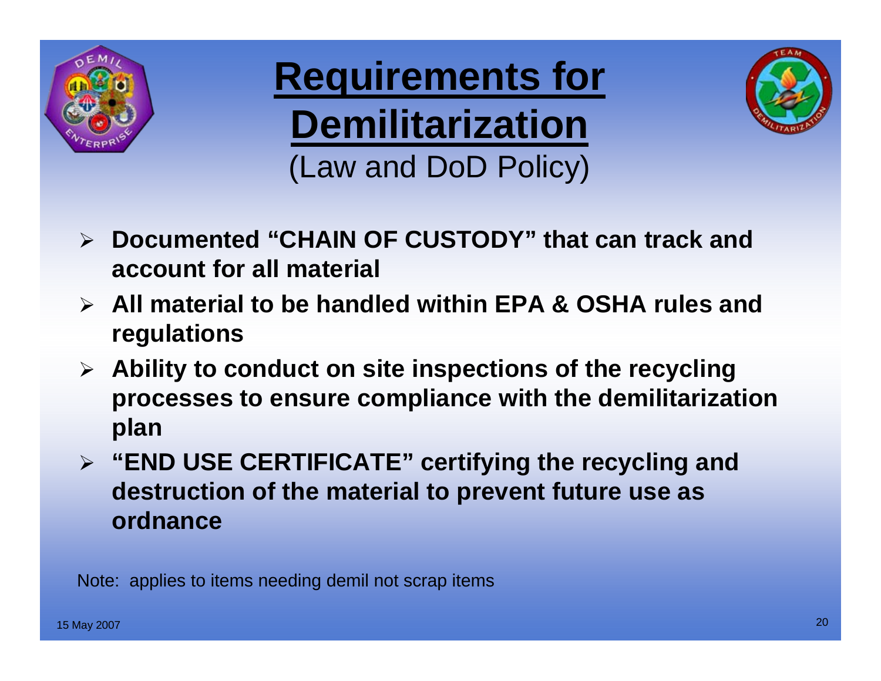# Requirements for Demilitarization

(Law and DoD Policy)

- **Documented "CHAIN OF CUSTODY" that can track and account for all material**
- **All material to be handled within EPA & OSHA rules and regulations**
- **Ability to conduct on site inspections of the recycling processes to ensure compliance with the demilitarization plan**
- **"END USE CERTIFICATE" certifying the recycling and destruction of the material to prevent future use as ordnance**

Note: applies to items needing demil not scrap items

15 May 2007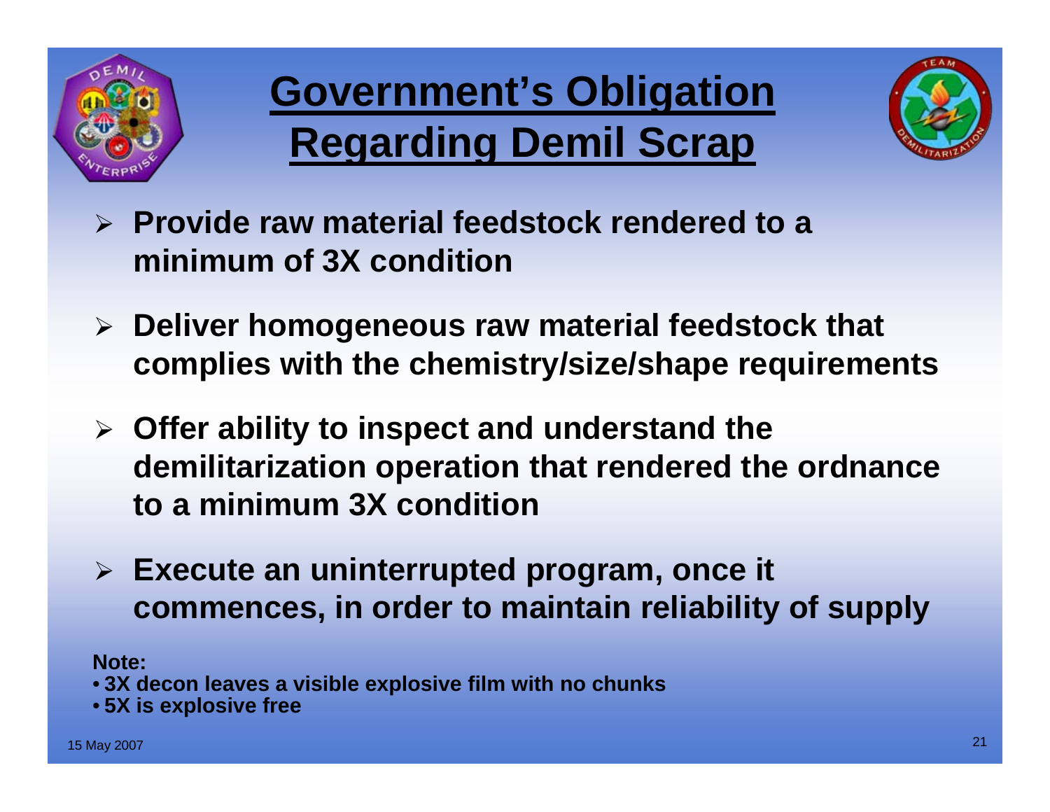# Government's Obligation Regarding Demil Scrap

- **Provide raw material feedstock rendered to a minimum of 3X condition**
- **Deliver homogeneous raw material feedstock that complies with the chemistry/size/shape requirements**
- **Offer ability to inspect and understand the demilitarization operation that rendered the ordnance to a minimum 3X condition**
- **Execute an uninterrupted program, once it commences, in order to maintain reliability of supply**

**Note:**
- **3X decon leaves a visible explosive film with no chunks**
- **5X is explosive free**

15 May 2007